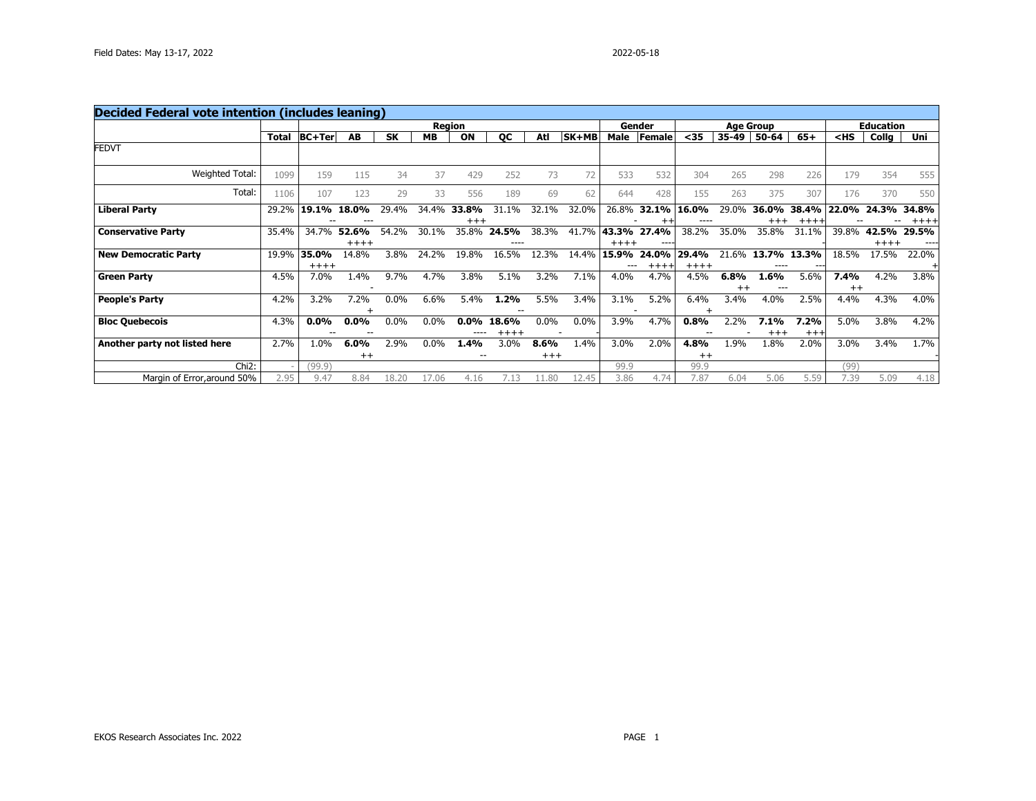Field Dates: May 13-17, 2022

2022-05-18

## Decided Federal vote intention (includes leaning)

| | Total | Region | | | | | | | | Gender | | Age Group | | | | Education | | |
|---|---|---|---|---|---|---|---|---|---|---|---|---|---|---|---|---|---|---|
| | | BC+Ter | AB | SK | MB | ON | QC | Atl | SK+MB | Male | Female | <35 | 35-49 | 50-64 | 65+ | <HS | Collg | Uni |
| FEDVT | | | | | | | | | | | | | | | | | | |
| Weighted Total: | 1099 | 159 | 115 | 34 | 37 | 429 | 252 | 73 | 72 | 533 | 532 | 304 | 265 | 298 | 226 | 179 | 354 | 555 |
| Total: | 1106 | 107 | 123 | 29 | 33 | 556 | 189 | 69 | 62 | 644 | 428 | 155 | 263 | 375 | 307 | 176 | 370 | 550 |
| **Liberal Party** | 29.2% | **19.1%** -- | **18.0%** --- | 29.4% | 34.4% | **33.8%** +++ | 31.1% | 32.1% | 32.0% | 26.8% - | **32.1%** ++ | **16.0%** ---- | 29.0% | **36.0%** +++ | **38.4%** ++++ | **22.0%** -- | **24.3%** -- | **34.8%** ++++ |
| **Conservative Party** | 35.4% | 34.7% | **52.6%** ++++ | 54.2% | 30.1% | 35.8% | **24.5%** ---- | 38.3% | 41.7% | **43.3%** ++++ | **27.4%** ---- | 38.2% | 35.0% | 35.8% | 31.1% - | 39.8% | **42.5%** ++++ | **29.5%** ---- |
| **New Democratic Party** | 19.9% | **35.0%** ++++ | 14.8% | 3.8% | 24.2% | 19.8% | 16.5% | 12.3% | 14.4% | **15.9%** --- | **24.0%** ++++ | **29.4%** ++++ | 21.6% | **13.7%** ---- | **13.3%** -- | 18.5% | 17.5% | 22.0% + |
| **Green Party** | 4.5% | 7.0% | 1.4% - | 9.7% | 4.7% | 3.8% | 5.1% | 3.2% | 7.1% | 4.0% | 4.7% | 4.5% | **6.8%** ++ | **1.6%** --- | 5.6% | **7.4%** ++ | 4.2% | 3.8% |
| **People's Party** | 4.2% | 3.2% | 7.2% + | 0.0% | 6.6% | 5.4% | **1.2%** -- | 5.5% | 3.4% | 3.1% - | 5.2% | 6.4% + | 3.4% | 4.0% | 2.5% | 4.4% | 4.3% | 4.0% |
| **Bloc Quebecois** | 4.3% | **0.0%** -- | **0.0%** -- | 0.0% | 0.0% | **0.0%** ---- | **18.6%** ++++ | 0.0% - | 0.0% - | 3.9% | 4.7% | **0.8%** -- | 2.2% - | **7.1%** +++ | **7.2%** +++ | 5.0% | 3.8% | 4.2% |
| **Another party not listed here** | 2.7% | 1.0% | **6.0%** ++ | 2.9% | 0.0% | **1.4%** -- | 3.0% | **8.6%** +++ | 1.4% | 3.0% | 2.0% | **4.8%** ++ | 1.9% | 1.8% | 2.0% | 3.0% | 3.4% | 1.7% - |
| Chi2: | - | (99.9) | | | | | | | | 99.9 | | 99.9 | | | | (99) | | |
| Margin of Error,around 50% | 2.95 | 9.47 | 8.84 | 18.20 | 17.06 | 4.16 | 7.13 | 11.80 | 12.45 | 3.86 | 4.74 | 7.87 | 6.04 | 5.06 | 5.59 | 7.39 | 5.09 | 4.18 |

EKOS Research Associates Inc. 2022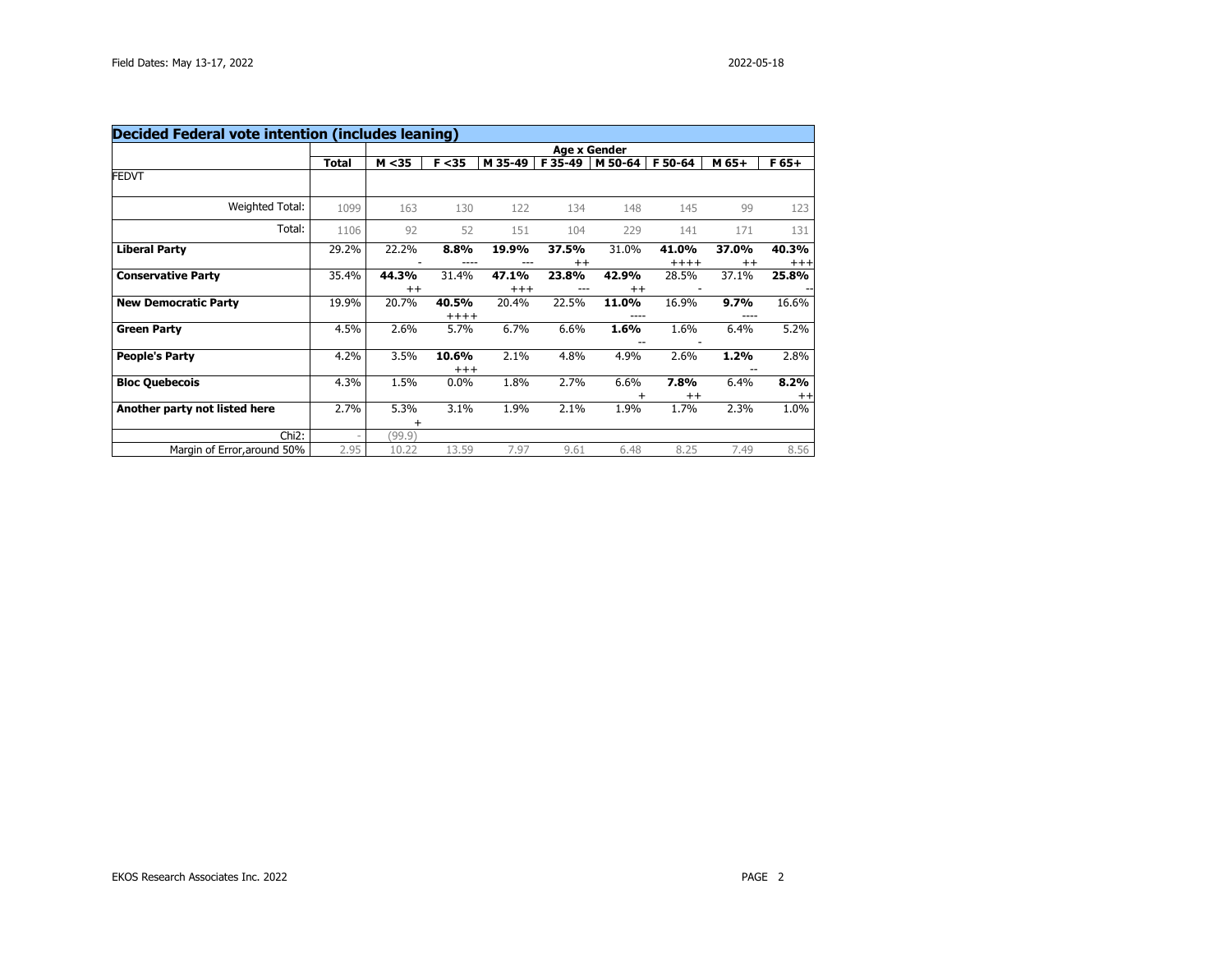Field Dates: May 13-17, 2022

2022-05-18

## Decided Federal vote intention (includes leaning)

| | Total | Age x Gender | | | | | | | |
|---|---|---|---|---|---|---|---|---|---|
| | | M <35 | F <35 | M 35-49 | F 35-49 | M 50-64 | F 50-64 | M 65+ | F 65+ |
| FEDVT | | | | | | | | | |
| Weighted Total: | 1099 | 163 | 130 | 122 | 134 | 148 | 145 | 99 | 123 |
| Total: | 1106 | 92 | 52 | 151 | 104 | 229 | 141 | 171 | 131 |
| **Liberal Party** | 29.2% | 22.2% - | **8.8%** ---- | **19.9%** --- | **37.5%** ++ | 31.0% | **41.0%** ++++ | **37.0%** ++ | **40.3%** +++ |
| **Conservative Party** | 35.4% | **44.3%** ++ | 31.4% | **47.1%** +++ | **23.8%** --- | **42.9%** ++ | 28.5% - | 37.1% | **25.8%** -- |
| **New Democratic Party** | 19.9% | 20.7% | **40.5%** ++++ | 20.4% | 22.5% | **11.0%** ---- | 16.9% | **9.7%** ---- | 16.6% |
| **Green Party** | 4.5% | 2.6% | 5.7% | 6.7% | 6.6% | **1.6%** -- | 1.6% - | 6.4% | 5.2% |
| **People's Party** | 4.2% | 3.5% | **10.6%** +++ | 2.1% | 4.8% | 4.9% | 2.6% | **1.2%** -- | 2.8% |
| **Bloc Quebecois** | 4.3% | 1.5% | 0.0% | 1.8% | 2.7% | 6.6% + | **7.8%** ++ | 6.4% | **8.2%** ++ |
| **Another party not listed here** | 2.7% | 5.3% + | 3.1% | 1.9% | 2.1% | 1.9% | 1.7% | 2.3% | 1.0% |
| Chi2: | - | (99.9) | | | | | | | |
| Margin of Error,around 50% | 2.95 | 10.22 | 13.59 | 7.97 | 9.61 | 6.48 | 8.25 | 7.49 | 8.56 |

EKOS Research Associates Inc. 2022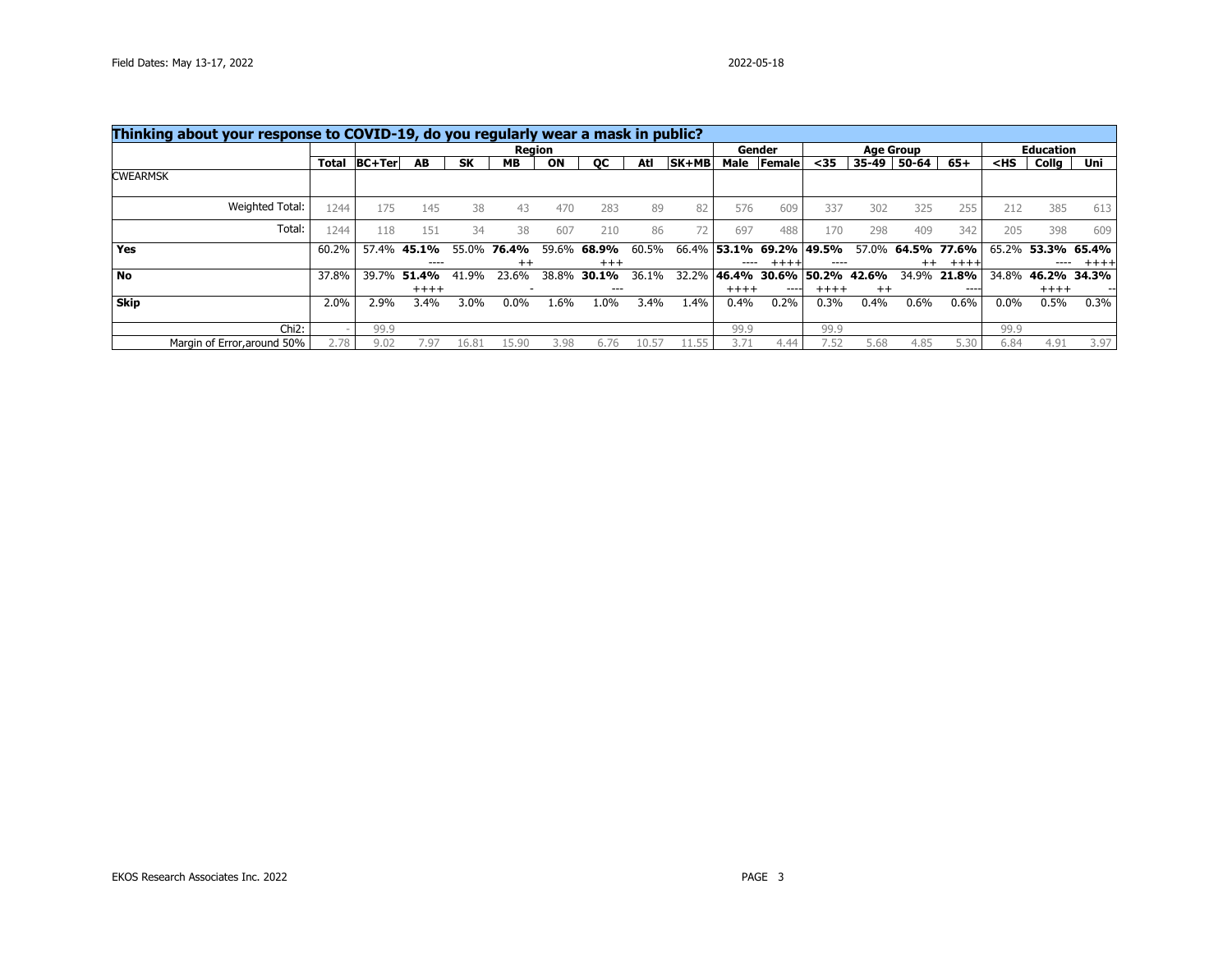Field Dates: May 13-17, 2022

2022-05-18

| Thinking about your response to COVID-19, do you regularly wear a mask in public? | | | | | | | | | | | | | | | | | | | |
|---|---|---|---|---|---|---|---|---|---|---|---|---|---|---|---|---|---|---|---|
| | | Region | | | | | | | | Gender | | Age Group | | | | Education | | |
| | Total | BC+Ter | AB | SK | MB | ON | QC | Atl | SK+MB | Male | Female | <35 | 35-49 | 50-64 | 65+ | <HS | Collg | Uni |
| CWEARMSK | | | | | | | | | | | | | | | | | | |
| Weighted Total: | 1244 | 175 | 145 | 38 | 43 | 470 | 283 | 89 | 82 | 576 | 609 | 337 | 302 | 325 | 255 | 212 | 385 | 613 |
| Total: | 1244 | 118 | 151 | 34 | 38 | 607 | 210 | 86 | 72 | 697 | 488 | 170 | 298 | 409 | 342 | 205 | 398 | 609 |
| **Yes** | 60.2% | 57.4% | **45.1%** ---- | 55.0% | **76.4%** ++ | 59.6% | **68.9%** +++ | 60.5% | 66.4% | **53.1%** ---- | **69.2%** ++++ | **49.5%** ---- | 57.0% | **64.5%** ++ | **77.6%** ++++ | 65.2% | **53.3%** ---- | **65.4%** ++++ |
| **No** | 37.8% | 39.7% | **51.4%** ++++ | 41.9% | 23.6% - | 38.8% | **30.1%** --- | 36.1% | 32.2% | **46.4%** ++++ | **30.6%** ---- | **50.2%** ++++ | **42.6%** ++ | 34.9% | **21.8%** ---- | 34.8% | **46.2%** ++++ | **34.3%** -- |
| **Skip** | 2.0% | 2.9% | 3.4% | 3.0% | 0.0% | 1.6% | 1.0% | 3.4% | 1.4% | 0.4% | 0.2% | 0.3% | 0.4% | 0.6% | 0.6% | 0.0% | 0.5% | 0.3% |
| Chi2: | - | 99.9 | | | | | | | | 99.9 | | 99.9 | | | | 99.9 | | |
| Margin of Error,around 50% | 2.78 | 9.02 | 7.97 | 16.81 | 15.90 | 3.98 | 6.76 | 10.57 | 11.55 | 3.71 | 4.44 | 7.52 | 5.68 | 4.85 | 5.30 | 6.84 | 4.91 | 3.97 |

EKOS Research Associates Inc. 2022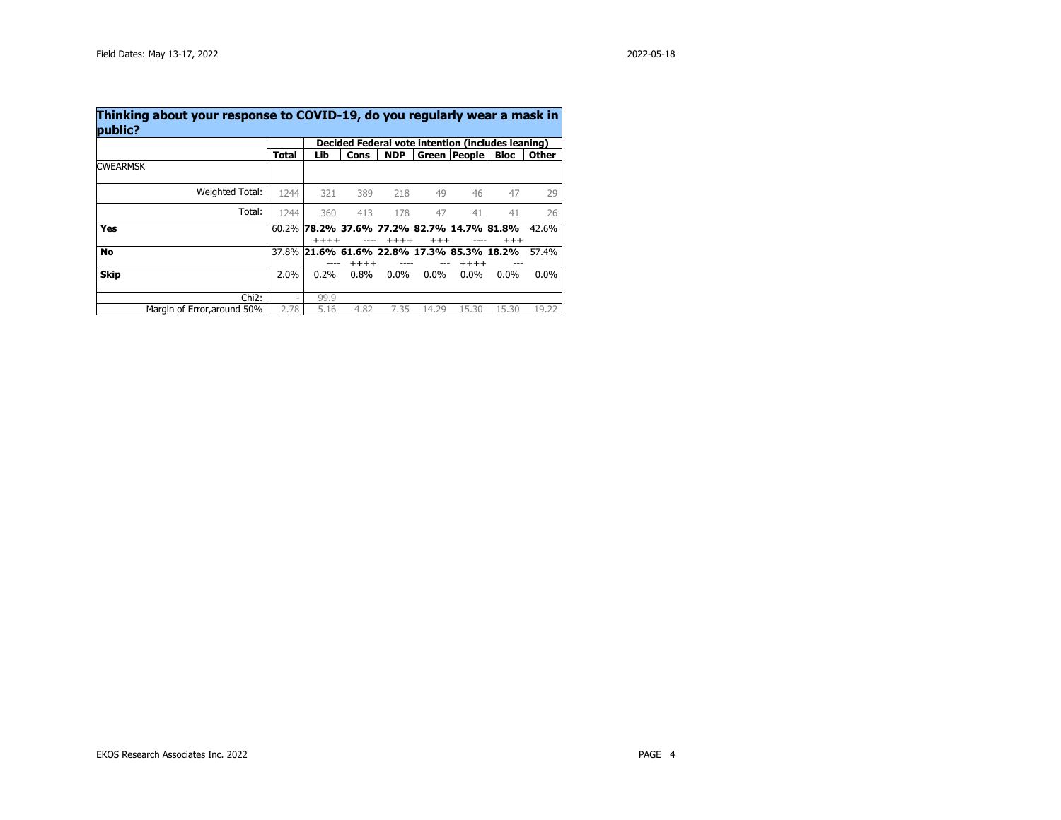Field Dates: May 13-17, 2022

2022-05-18

## Thinking about your response to COVID-19, do you regularly wear a mask in public?

| | | Decided Federal vote intention (includes leaning) | | | | | | |
|---|---|---|---|---|---|---|---|---|
| | **Total** | **Lib** | **Cons** | **NDP** | **Green** | **People** | **Bloc** | **Other** |
| CWEARMSK | | | | | | | | |
| Weighted Total: | 1244 | 321 | 389 | 218 | 49 | 46 | 47 | 29 |
| Total: | 1244 | 360 | 413 | 178 | 47 | 41 | 41 | 26 |
| **Yes** | 60.2% | **78.2%** ++++ | **37.6%** ---- | **77.2%** ++++ | **82.7%** +++ | **14.7%** ---- | **81.8%** +++ | 42.6% |
| **No** | 37.8% | **21.6%** ---- | **61.6%** ++++ | **22.8%** ---- | **17.3%** --- | **85.3%** ++++ | **18.2%** --- | 57.4% |
| **Skip** | 2.0% | 0.2% | 0.8% | 0.0% | 0.0% | 0.0% | 0.0% | 0.0% |
| Chi2: | - | 99.9 | | | | | | |
| Margin of Error,around 50% | 2.78 | 5.16 | 4.82 | 7.35 | 14.29 | 15.30 | 15.30 | 19.22 |

EKOS Research Associates Inc. 2022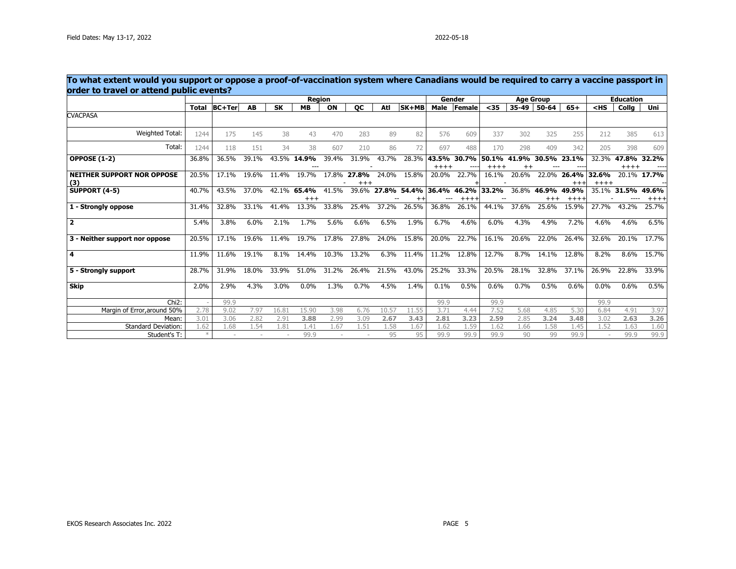## To what extent would you support or oppose a proof-of-vaccination system where Canadians would be required to carry a vaccine passport in order to travel or attend public events?

| | Total | Region | | | | | | | | Gender | | Age Group | | | | Education | | |
|---|---|---|---|---|---|---|---|---|---|---|---|---|---|---|---|---|---|---|
| | | BC+Ter | AB | SK | MB | ON | QC | Atl | SK+MB | Male | Female | <35 | 35-49 | 50-64 | 65+ | <HS | Collg | Uni |
| CVACPASA | | | | | | | | | | | | | | | | | | |
| Weighted Total: | 1244 | 175 | 145 | 38 | 43 | 470 | 283 | 89 | 82 | 576 | 609 | 337 | 302 | 325 | 255 | 212 | 385 | 613 |
| Total: | 1244 | 118 | 151 | 34 | 38 | 607 | 210 | 86 | 72 | 697 | 488 | 170 | 298 | 409 | 342 | 205 | 398 | 609 |
| **OPPOSE (1-2)** | 36.8% | 36.5% | 39.1% | 43.5% | **14.9%** --- | 39.4% | 31.9% - | 43.7% | 28.3% | **43.5%** ++++ | **30.7%** ---- | **50.1%** ++++ | **41.9%** ++ | **30.5%** --- | **23.1%** ---- | 32.3% | **47.8%** ++++ | **32.2%** ---- |
| **NEITHER SUPPORT NOR OPPOSE (3)** | 20.5% | 17.1% | 19.6% | 11.4% | 19.7% | 17.8% - | **27.8%** +++ | 24.0% | 15.8% | 20.0% | 22.7% + | 16.1% - | 20.6% | 22.0% | **26.4%** +++ | **32.6%** ++++ | 20.1% | **17.7%** -- |
| **SUPPORT (4-5)** | 40.7% | 43.5% | 37.0% | 42.1% | **65.4%** +++ | 41.5% | 39.6% | **27.8%** -- | **54.4%** ++ | **36.4%** --- | **46.2%** ++++ | **33.2%** -- | 36.8% | **46.9%** +++ | **49.9%** ++++ | 35.1% - | **31.5%** ---- | **49.6%** ++++ |
| **1 - Strongly oppose** | 31.4% | 32.8% | 33.1% | 41.4% | 13.3% | 33.8% | 25.4% | 37.2% | 26.5% | 36.8% | 26.1% | 44.1% | 37.6% | 25.6% | 15.9% | 27.7% | 43.2% | 25.7% |
| **2** | 5.4% | 3.8% | 6.0% | 2.1% | 1.7% | 5.6% | 6.6% | 6.5% | 1.9% | 6.7% | 4.6% | 6.0% | 4.3% | 4.9% | 7.2% | 4.6% | 4.6% | 6.5% |
| **3 - Neither support nor oppose** | 20.5% | 17.1% | 19.6% | 11.4% | 19.7% | 17.8% | 27.8% | 24.0% | 15.8% | 20.0% | 22.7% | 16.1% | 20.6% | 22.0% | 26.4% | 32.6% | 20.1% | 17.7% |
| **4** | 11.9% | 11.6% | 19.1% | 8.1% | 14.4% | 10.3% | 13.2% | 6.3% | 11.4% | 11.2% | 12.8% | 12.7% | 8.7% | 14.1% | 12.8% | 8.2% | 8.6% | 15.7% |
| **5 - Strongly support** | 28.7% | 31.9% | 18.0% | 33.9% | 51.0% | 31.2% | 26.4% | 21.5% | 43.0% | 25.2% | 33.3% | 20.5% | 28.1% | 32.8% | 37.1% | 26.9% | 22.8% | 33.9% |
| **Skip** | 2.0% | 2.9% | 4.3% | 3.0% | 0.0% | 1.3% | 0.7% | 4.5% | 1.4% | 0.1% | 0.5% | 0.6% | 0.7% | 0.5% | 0.6% | 0.0% | 0.6% | 0.5% |
| Chi2: | - | 99.9 | | | | | | | | 99.9 | | 99.9 | | | | 99.9 | | |
| Margin of Error,around 50% | 2.78 | 9.02 | 7.97 | 16.81 | 15.90 | 3.98 | 6.76 | 10.57 | 11.55 | 3.71 | 4.44 | 7.52 | 5.68 | 4.85 | 5.30 | 6.84 | 4.91 | 3.97 |
| Mean: | 3.01 | 3.06 | 2.82 | 2.91 | **3.88** | 2.99 | 3.09 | **2.67** | **3.43** | **2.81** | **3.23** | **2.59** | 2.85 | **3.24** | **3.48** | 3.02 | **2.63** | **3.26** |
| Standard Deviation: | 1.62 | 1.68 | 1.54 | 1.81 | 1.41 | 1.67 | 1.51 | 1.58 | 1.67 | 1.62 | 1.59 | 1.62 | 1.66 | 1.58 | 1.45 | 1.52 | 1.63 | 1.60 |
| Student's T: | * | - | - | - | 99.9 | - | - | 95 | 95 | 99.9 | 99.9 | 99.9 | 90 | 99 | 99.9 | - | 99.9 | 99.9 |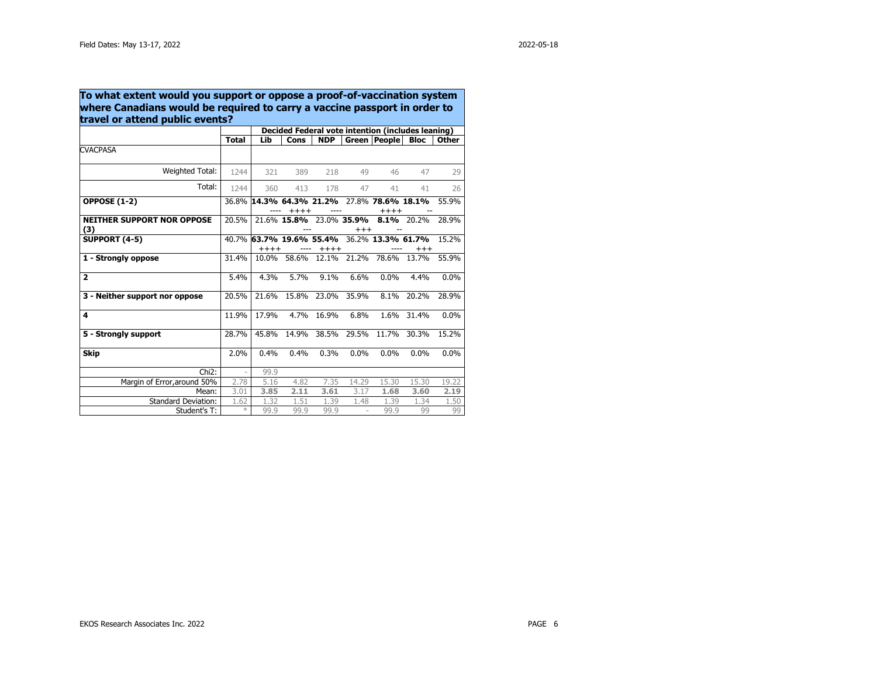**To what extent would you support or oppose a proof-of-vaccination system where Canadians would be required to carry a vaccine passport in order to travel or attend public events?**

| | | Decided Federal vote intention (includes leaning) | | | | | | |
|---|---|---|---|---|---|---|---|---|
| | Total | Lib | Cons | NDP | Green | People | Bloc | Other |
| CVACPASA | | | | | | | | |
| Weighted Total: | 1244 | 321 | 389 | 218 | 49 | 46 | 47 | 29 |
| Total: | 1244 | 360 | 413 | 178 | 47 | 41 | 41 | 26 |
| **OPPOSE (1-2)** | 36.8% | **14.3%** ---- | **64.3%** ++++ | **21.2%** ---- | 27.8% | **78.6%** ++++ | **18.1%** -- | 55.9% |
| **NEITHER SUPPORT NOR OPPOSE (3)** | 20.5% | 21.6% | **15.8%** --- | 23.0% | **35.9%** +++ | **8.1%** -- | 20.2% | 28.9% |
| **SUPPORT (4-5)** | 40.7% | **63.7%** ++++ | **19.6%** ---- | **55.4%** ++++ | 36.2% | **13.3%** ---- | **61.7%** +++ | 15.2% |
| **1 - Strongly oppose** | 31.4% | 10.0% | 58.6% | 12.1% | 21.2% | 78.6% | 13.7% | 55.9% |
| **2** | 5.4% | 4.3% | 5.7% | 9.1% | 6.6% | 0.0% | 4.4% | 0.0% |
| **3 - Neither support nor oppose** | 20.5% | 21.6% | 15.8% | 23.0% | 35.9% | 8.1% | 20.2% | 28.9% |
| **4** | 11.9% | 17.9% | 4.7% | 16.9% | 6.8% | 1.6% | 31.4% | 0.0% |
| **5 - Strongly support** | 28.7% | 45.8% | 14.9% | 38.5% | 29.5% | 11.7% | 30.3% | 15.2% |
| **Skip** | 2.0% | 0.4% | 0.4% | 0.3% | 0.0% | 0.0% | 0.0% | 0.0% |
| Chi2: | - | 99.9 | | | | | | |
| Margin of Error,around 50% | 2.78 | 5.16 | 4.82 | 7.35 | 14.29 | 15.30 | 15.30 | 19.22 |
| Mean: | 3.01 | **3.85** | **2.11** | **3.61** | 3.17 | **1.68** | **3.60** | **2.19** |
| Standard Deviation: | 1.62 | 1.32 | 1.51 | 1.39 | 1.48 | 1.39 | 1.34 | 1.50 |
| Student's T: | * | 99.9 | 99.9 | 99.9 | - | 99.9 | 99 | 99 |